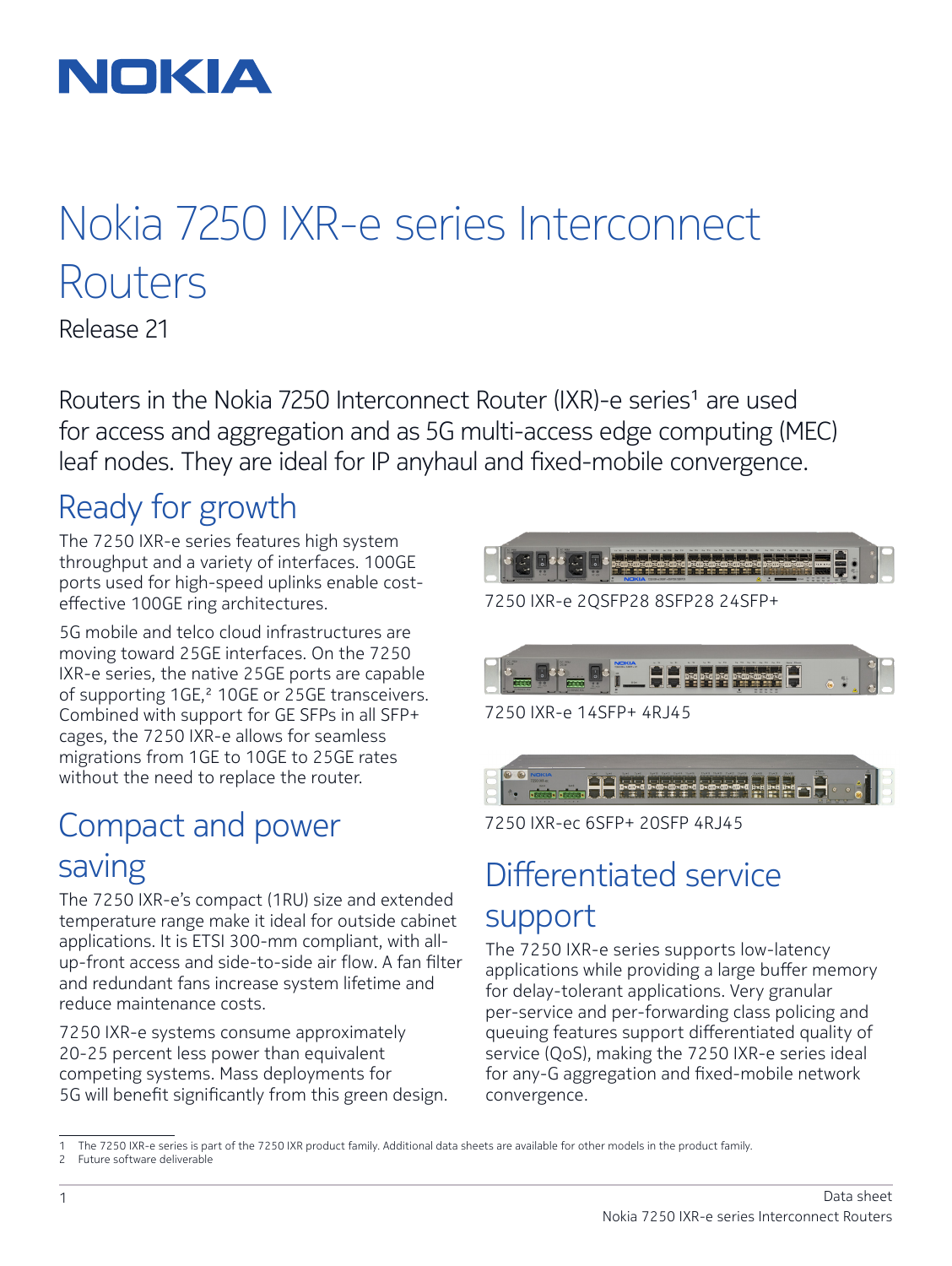# Nokia 7250 IXR-e series Interconnect Routers

Release 21

Routers in the Nokia 7250 Interconnect Router (IXR)-e series[1] are used for access and aggregation and as 5G multi-access edge computing (MEC) leaf nodes. They are ideal for IP anyhaul and fixed-mobile convergence.

## Ready for growth

The 7250 IXR-e series features high system throughput and a variety of interfaces. 100GE ports used for high-speed uplinks enable cost-effective 100GE ring architectures.

5G mobile and telco cloud infrastructures are moving toward 25GE interfaces. On the 7250 IXR-e series, the native 25GE ports are capable of supporting 1GE,[2] 10GE or 25GE transceivers. Combined with support for GE SFPs in all SFP+ cages, the 7250 IXR-e allows for seamless migrations from 1GE to 10GE to 25GE rates without the need to replace the router.

## Compact and power saving

The 7250 IXR-e's compact (1RU) size and extended temperature range make it ideal for outside cabinet applications. It is ETSI 300-mm compliant, with all-up-front access and side-to-side air flow. A fan filter and redundant fans increase system lifetime and reduce maintenance costs.

7250 IXR-e systems consume approximately 20-25 percent less power than equivalent competing systems. Mass deployments for 5G will benefit significantly from this green design.

7250 IXR-e 2QSFP28 8SFP28 24SFP+

7250 IXR-e 14SFP+ 4RJ45

7250 IXR-ec 6SFP+ 20SFP 4RJ45

## Differentiated service support

The 7250 IXR-e series supports low-latency applications while providing a large buffer memory for delay-tolerant applications. Very granular per-service and per-forwarding class policing and queuing features support differentiated quality of service (QoS), making the 7250 IXR-e series ideal for any-G aggregation and fixed-mobile network convergence.

---

1 The 7250 IXR-e series is part of the 7250 IXR product family. Additional data sheets are available for other models in the product family.

2 Future software deliverable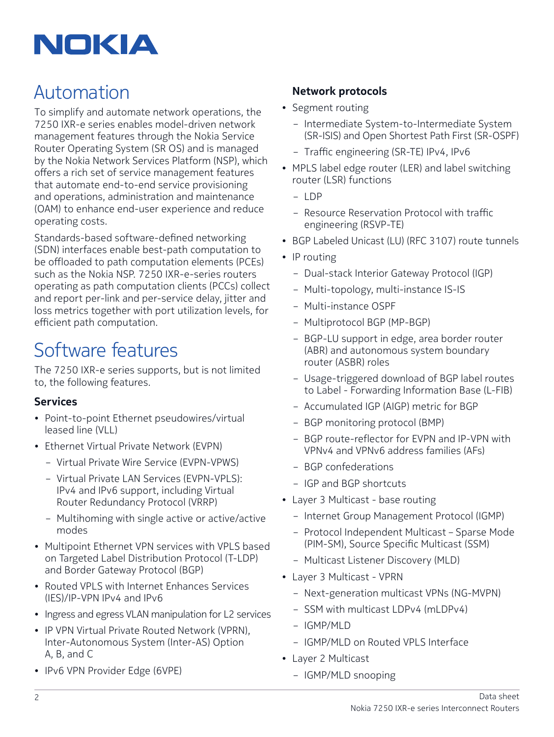# Automation

To simplify and automate network operations, the 7250 IXR-e series enables model-driven network management features through the Nokia Service Router Operating System (SR OS) and is managed by the Nokia Network Services Platform (NSP), which offers a rich set of service management features that automate end-to-end service provisioning and operations, administration and maintenance (OAM) to enhance end-user experience and reduce operating costs.

Standards-based software-defined networking (SDN) interfaces enable best-path computation to be offloaded to path computation elements (PCEs) such as the Nokia NSP. 7250 IXR-e-series routers operating as path computation clients (PCCs) collect and report per-link and per-service delay, jitter and loss metrics together with port utilization levels, for efficient path computation.

# Software features

The 7250 IXR-e series supports, but is not limited to, the following features.

### Services

- Point-to-point Ethernet pseudowires/virtual leased line (VLL)
- Ethernet Virtual Private Network (EVPN)
  - Virtual Private Wire Service (EVPN-VPWS)
  - Virtual Private LAN Services (EVPN-VPLS): IPv4 and IPv6 support, including Virtual Router Redundancy Protocol (VRRP)
  - Multihoming with single active or active/active modes
- Multipoint Ethernet VPN services with VPLS based on Targeted Label Distribution Protocol (T-LDP) and Border Gateway Protocol (BGP)
- Routed VPLS with Internet Enhances Services (IES)/IP-VPN IPv4 and IPv6
- Ingress and egress VLAN manipulation for L2 services
- IP VPN Virtual Private Routed Network (VPRN), Inter-Autonomous System (Inter-AS) Option A, B, and C
- IPv6 VPN Provider Edge (6VPE)

### Network protocols

- Segment routing
  - Intermediate System-to-Intermediate System (SR-ISIS) and Open Shortest Path First (SR-OSPF)
  - Traffic engineering (SR-TE) IPv4, IPv6
- MPLS label edge router (LER) and label switching router (LSR) functions
  - LDP
  - Resource Reservation Protocol with traffic engineering (RSVP-TE)
- BGP Labeled Unicast (LU) (RFC 3107) route tunnels
- IP routing
  - Dual-stack Interior Gateway Protocol (IGP)
  - Multi-topology, multi-instance IS-IS
  - Multi-instance OSPF
  - Multiprotocol BGP (MP-BGP)
  - BGP-LU support in edge, area border router (ABR) and autonomous system boundary router (ASBR) roles
  - Usage-triggered download of BGP label routes to Label - Forwarding Information Base (L-FIB)
  - Accumulated IGP (AIGP) metric for BGP
  - BGP monitoring protocol (BMP)
  - BGP route-reflector for EVPN and IP-VPN with VPNv4 and VPNv6 address families (AFs)
  - BGP confederations
  - IGP and BGP shortcuts
- Layer 3 Multicast - base routing
  - Internet Group Management Protocol (IGMP)
  - Protocol Independent Multicast – Sparse Mode (PIM-SM), Source Specific Multicast (SSM)
  - Multicast Listener Discovery (MLD)
- Layer 3 Multicast - VPRN
  - Next-generation multicast VPNs (NG-MVPN)
  - SSM with multicast LDPv4 (mLDPv4)
  - IGMP/MLD
  - IGMP/MLD on Routed VPLS Interface
- Layer 2 Multicast
  - IGMP/MLD snooping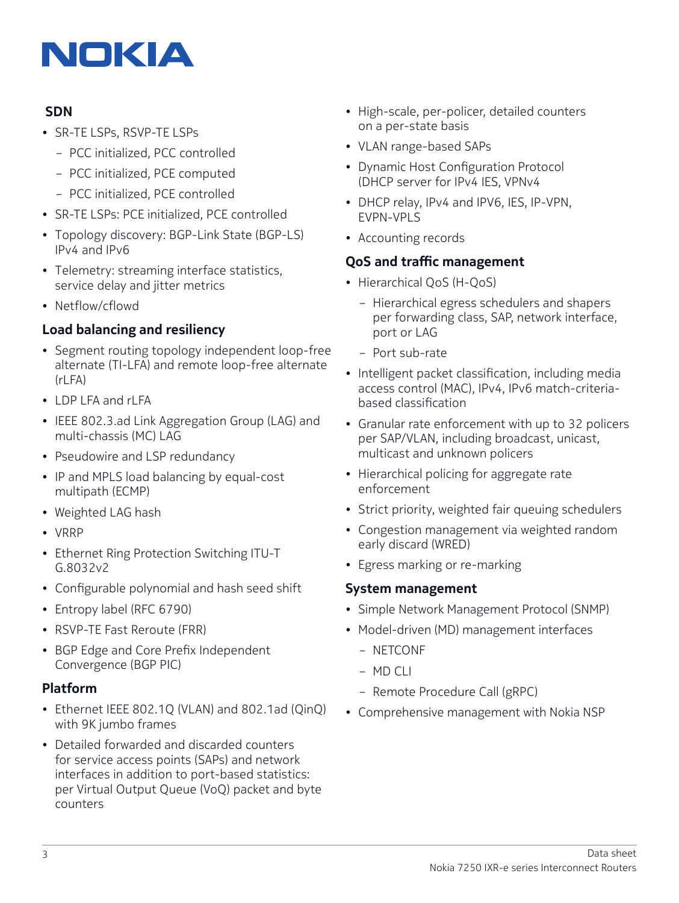### SDN

- SR-TE LSPs, RSVP-TE LSPs
  - PCC initialized, PCC controlled
  - PCC initialized, PCE computed
  - PCC initialized, PCE controlled
- SR-TE LSPs: PCE initialized, PCE controlled
- Topology discovery: BGP-Link State (BGP-LS) IPv4 and IPv6
- Telemetry: streaming interface statistics, service delay and jitter metrics
- Netflow/cflowd

### Load balancing and resiliency

- Segment routing topology independent loop-free alternate (TI-LFA) and remote loop-free alternate (rLFA)
- LDP LFA and rLFA
- IEEE 802.3.ad Link Aggregation Group (LAG) and multi-chassis (MC) LAG
- Pseudowire and LSP redundancy
- IP and MPLS load balancing by equal-cost multipath (ECMP)
- Weighted LAG hash
- VRRP
- Ethernet Ring Protection Switching ITU-T G.8032v2
- Configurable polynomial and hash seed shift
- Entropy label (RFC 6790)
- RSVP-TE Fast Reroute (FRR)
- BGP Edge and Core Prefix Independent Convergence (BGP PIC)

### Platform

- Ethernet IEEE 802.1Q (VLAN) and 802.1ad (QinQ) with 9K jumbo frames
- Detailed forwarded and discarded counters for service access points (SAPs) and network interfaces in addition to port-based statistics: per Virtual Output Queue (VoQ) packet and byte counters
- High-scale, per-policer, detailed counters on a per-state basis
- VLAN range-based SAPs
- Dynamic Host Configuration Protocol (DHCP server for IPv4 IES, VPNv4
- DHCP relay, IPv4 and IPV6, IES, IP-VPN, EVPN-VPLS
- Accounting records

### QoS and traffic management

- Hierarchical QoS (H-QoS)
  - Hierarchical egress schedulers and shapers per forwarding class, SAP, network interface, port or LAG
  - Port sub-rate
- Intelligent packet classification, including media access control (MAC), IPv4, IPv6 match-criteria-based classification
- Granular rate enforcement with up to 32 policers per SAP/VLAN, including broadcast, unicast, multicast and unknown policers
- Hierarchical policing for aggregate rate enforcement
- Strict priority, weighted fair queuing schedulers
- Congestion management via weighted random early discard (WRED)
- Egress marking or re-marking

### System management

- Simple Network Management Protocol (SNMP)
- Model-driven (MD) management interfaces
  - NETCONF
  - MD CLI
  - Remote Procedure Call (gRPC)
- Comprehensive management with Nokia NSP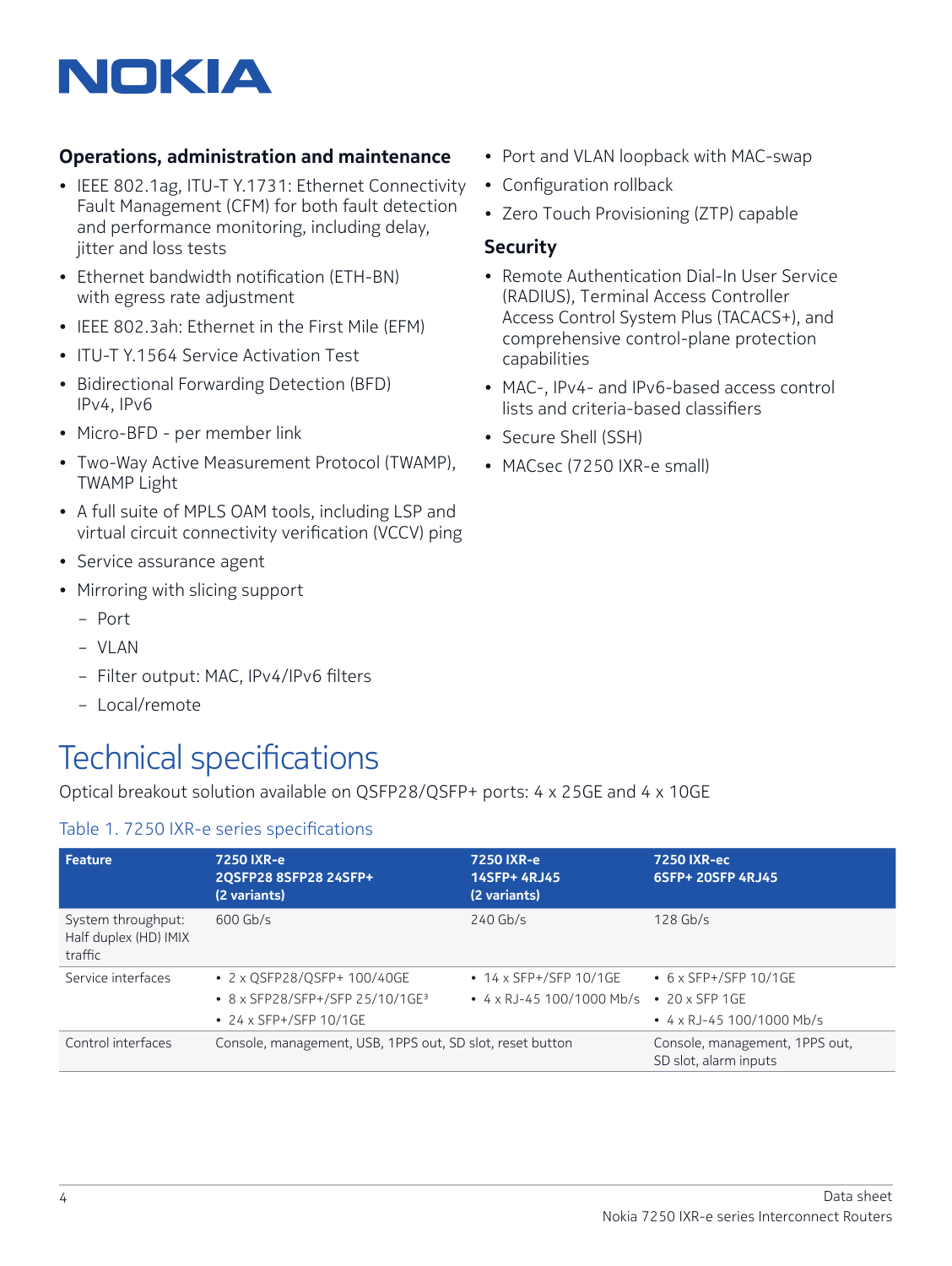### Operations, administration and maintenance

- IEEE 802.1ag, ITU-T Y.1731: Ethernet Connectivity Fault Management (CFM) for both fault detection and performance monitoring, including delay, jitter and loss tests
- Ethernet bandwidth notification (ETH-BN) with egress rate adjustment
- IEEE 802.3ah: Ethernet in the First Mile (EFM)
- ITU-T Y.1564 Service Activation Test
- Bidirectional Forwarding Detection (BFD) IPv4, IPv6
- Micro-BFD - per member link
- Two-Way Active Measurement Protocol (TWAMP), TWAMP Light
- A full suite of MPLS OAM tools, including LSP and virtual circuit connectivity verification (VCCV) ping
- Service assurance agent
- Mirroring with slicing support
  - Port
  - VLAN
  - Filter output: MAC, IPv4/IPv6 filters
  - Local/remote
- Port and VLAN loopback with MAC-swap
- Configuration rollback
- Zero Touch Provisioning (ZTP) capable

### Security

- Remote Authentication Dial-In User Service (RADIUS), Terminal Access Controller Access Control System Plus (TACACS+), and comprehensive control-plane protection capabilities
- MAC-, IPv4- and IPv6-based access control lists and criteria-based classifiers
- Secure Shell (SSH)
- MACsec (7250 IXR-e small)

# Technical specifications

Optical breakout solution available on QSFP28/QSFP+ ports: 4 x 25GE and 4 x 10GE

Table 1. 7250 IXR-e series specifications

| Feature | 7250 IXR-e 2QSFP28 8SFP28 24SFP+ (2 variants) | 7250 IXR-e 14SFP+ 4RJ45 (2 variants) | 7250 IXR-ec 6SFP+ 20SFP 4RJ45 |
|---|---|---|---|
| System throughput: Half duplex (HD) IMIX traffic | 600 Gb/s | 240 Gb/s | 128 Gb/s |
| Service interfaces | • 2 x QSFP28/QSFP+ 100/40GE<br>• 8 x SFP28/SFP+/SFP 25/10/1GE[3]<br>• 24 x SFP+/SFP 10/1GE | • 14 x SFP+/SFP 10/1GE<br>• 4 x RJ-45 100/1000 Mb/s | • 6 x SFP+/SFP 10/1GE<br>• 20 x SFP 1GE<br>• 4 x RJ-45 100/1000 Mb/s |
| Control interfaces | Console, management, USB, 1PPS out, SD slot, reset button | | Console, management, 1PPS out, SD slot, alarm inputs |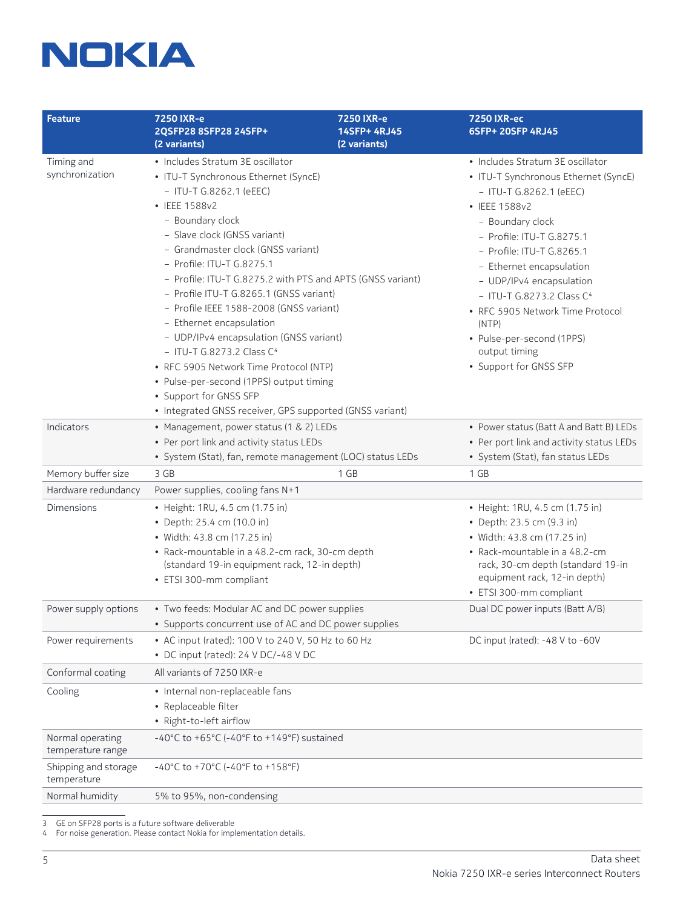| Feature | 7250 IXR-e 2QSFP28 8SFP28 24SFP+ (2 variants) | 7250 IXR-e 14SFP+ 4RJ45 (2 variants) | 7250 IXR-ec 6SFP+ 20SFP 4RJ45 |
|---|---|---|---|
| Timing and synchronization | • Includes Stratum 3E oscillator<br>• ITU-T Synchronous Ethernet (SyncE)<br>– ITU-T G.8262.1 (eEEC)<br>• IEEE 1588v2<br>– Boundary clock<br>– Slave clock (GNSS variant)<br>– Grandmaster clock (GNSS variant)<br>– Profile: ITU-T G.8275.1<br>– Profile: ITU-T G.8275.2 with PTS and APTS (GNSS variant)<br>– Profile ITU-T G.8265.1 (GNSS variant)<br>– Profile IEEE 1588-2008 (GNSS variant)<br>– Ethernet encapsulation<br>– UDP/IPv4 encapsulation (GNSS variant)<br>– ITU-T G.8273.2 Class C[4]<br>• RFC 5905 Network Time Protocol (NTP)<br>• Pulse-per-second (1PPS) output timing<br>• Support for GNSS SFP<br>• Integrated GNSS receiver, GPS supported (GNSS variant) | | • Includes Stratum 3E oscillator<br>• ITU-T Synchronous Ethernet (SyncE)<br>– ITU-T G.8262.1 (eEEC)<br>• IEEE 1588v2<br>– Boundary clock<br>– Profile: ITU-T G.8275.1<br>– Profile: ITU-T G.8265.1<br>– Ethernet encapsulation<br>– UDP/IPv4 encapsulation<br>– ITU-T G.8273.2 Class C[4]<br>• RFC 5905 Network Time Protocol (NTP)<br>• Pulse-per-second (1PPS) output timing<br>• Support for GNSS SFP |
| Indicators | • Management, power status (1 & 2) LEDs<br>• Per port link and activity status LEDs<br>• System (Stat), fan, remote management (LOC) status LEDs | | • Power status (Batt A and Batt B) LEDs<br>• Per port link and activity status LEDs<br>• System (Stat), fan status LEDs |
| Memory buffer size | 3 GB | 1 GB | 1 GB |
| Hardware redundancy | Power supplies, cooling fans N+1 | | |
| Dimensions | • Height: 1RU, 4.5 cm (1.75 in)<br>• Depth: 25.4 cm (10.0 in)<br>• Width: 43.8 cm (17.25 in)<br>• Rack-mountable in a 48.2-cm rack, 30-cm depth (standard 19-in equipment rack, 12-in depth)<br>• ETSI 300-mm compliant | | • Height: 1RU, 4.5 cm (1.75 in)<br>• Depth: 23.5 cm (9.3 in)<br>• Width: 43.8 cm (17.25 in)<br>• Rack-mountable in a 48.2-cm rack, 30-cm depth (standard 19-in equipment rack, 12-in depth)<br>• ETSI 300-mm compliant |
| Power supply options | • Two feeds: Modular AC and DC power supplies<br>• Supports concurrent use of AC and DC power supplies | | Dual DC power inputs (Batt A/B) |
| Power requirements | • AC input (rated): 100 V to 240 V, 50 Hz to 60 Hz<br>• DC input (rated): 24 V DC/-48 V DC | | DC input (rated): -48 V to -60V |
| Conformal coating | All variants of 7250 IXR-e | | |
| Cooling | • Internal non-replaceable fans<br>• Replaceable filter<br>• Right-to-left airflow | | |
| Normal operating temperature range | -40°C to +65°C (-40°F to +149°F) sustained | | |
| Shipping and storage temperature | -40°C to +70°C (-40°F to +158°F) | | |
| Normal humidity | 5% to 95%, non-condensing | | |

3 GE on SFP28 ports is a future software deliverable

4 For noise generation. Please contact Nokia for implementation details.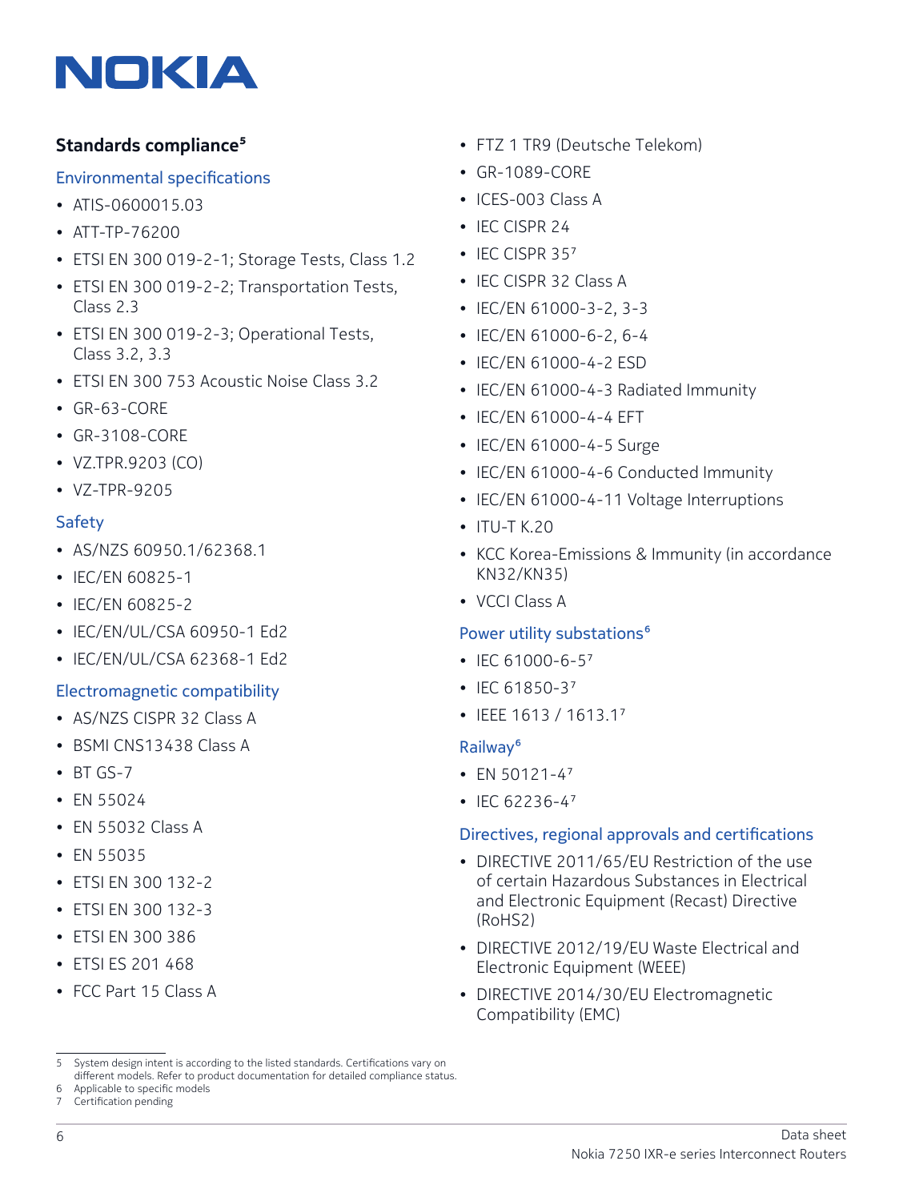## Standards compliance[5]

### Environmental specifications

- ATIS-0600015.03
- ATT-TP-76200
- ETSI EN 300 019-2-1; Storage Tests, Class 1.2
- ETSI EN 300 019-2-2; Transportation Tests, Class 2.3
- ETSI EN 300 019-2-3; Operational Tests, Class 3.2, 3.3
- ETSI EN 300 753 Acoustic Noise Class 3.2
- GR-63-CORE
- GR-3108-CORE
- VZ.TPR.9203 (CO)
- VZ-TPR-9205

### Safety

- AS/NZS 60950.1/62368.1
- IEC/EN 60825-1
- IEC/EN 60825-2
- IEC/EN/UL/CSA 60950-1 Ed2
- IEC/EN/UL/CSA 62368-1 Ed2

### Electromagnetic compatibility

- AS/NZS CISPR 32 Class A
- BSMI CNS13438 Class A
- BT GS-7
- EN 55024
- EN 55032 Class A
- EN 55035
- ETSI EN 300 132-2
- ETSI EN 300 132-3
- ETSI EN 300 386
- ETSI ES 201 468
- FCC Part 15 Class A
- FTZ 1 TR9 (Deutsche Telekom)
- GR-1089-CORE
- ICES-003 Class A
- IEC CISPR 24
- IEC CISPR 35[7]
- IEC CISPR 32 Class A
- IEC/EN 61000-3-2, 3-3
- IEC/EN 61000-6-2, 6-4
- IEC/EN 61000-4-2 ESD
- IEC/EN 61000-4-3 Radiated Immunity
- IEC/EN 61000-4-4 EFT
- IEC/EN 61000-4-5 Surge
- IEC/EN 61000-4-6 Conducted Immunity
- IEC/EN 61000-4-11 Voltage Interruptions
- ITU-T K.20
- KCC Korea-Emissions & Immunity (in accordance KN32/KN35)
- VCCI Class A

### Power utility substations[6]

- IEC 61000-6-5[7]
- IEC 61850-3[7]
- IEEE 1613 / 1613.1[7]

### Railway[6]

- EN 50121-4[7]
- IEC 62236-4[7]

### Directives, regional approvals and certifications

- DIRECTIVE 2011/65/EU Restriction of the use of certain Hazardous Substances in Electrical and Electronic Equipment (Recast) Directive (RoHS2)
- DIRECTIVE 2012/19/EU Waste Electrical and Electronic Equipment (WEEE)
- DIRECTIVE 2014/30/EU Electromagnetic Compatibility (EMC)

---

5 System design intent is according to the listed standards. Certifications vary on different models. Refer to product documentation for detailed compliance status.

6 Applicable to specific models

7 Certification pending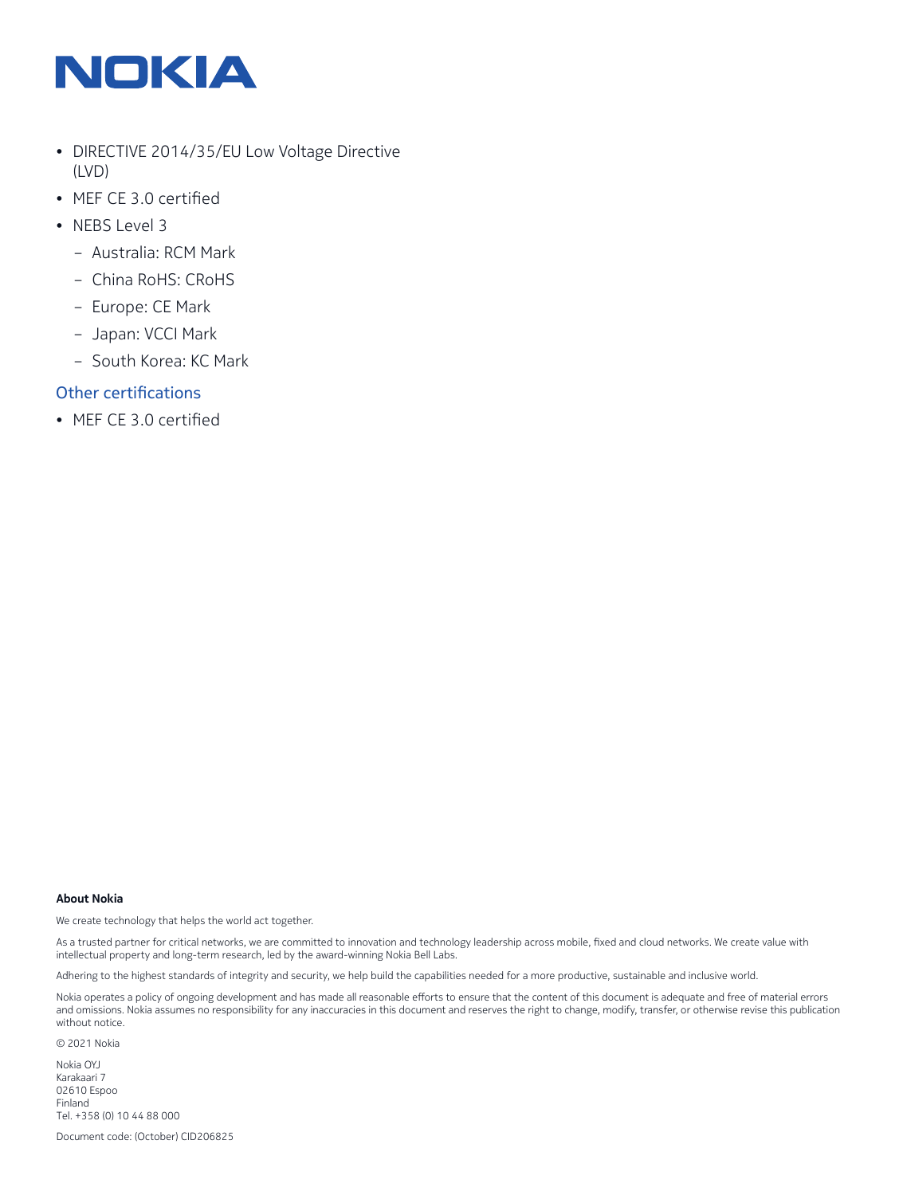NOKIA

- DIRECTIVE 2014/35/EU Low Voltage Directive (LVD)
- MEF CE 3.0 certified
- NEBS Level 3
  - Australia: RCM Mark
  - China RoHS: CRoHS
  - Europe: CE Mark
  - Japan: VCCI Mark
  - South Korea: KC Mark

## Other certifications

- MEF CE 3.0 certified

**About Nokia**

We create technology that helps the world act together.

As a trusted partner for critical networks, we are committed to innovation and technology leadership across mobile, fixed and cloud networks. We create value with intellectual property and long-term research, led by the award-winning Nokia Bell Labs.

Adhering to the highest standards of integrity and security, we help build the capabilities needed for a more productive, sustainable and inclusive world.

Nokia operates a policy of ongoing development and has made all reasonable efforts to ensure that the content of this document is adequate and free of material errors and omissions. Nokia assumes no responsibility for any inaccuracies in this document and reserves the right to change, modify, transfer, or otherwise revise this publication without notice.

© 2021 Nokia

Nokia OYJ
Karakaari 7
02610 Espoo
Finland
Tel. +358 (0) 10 44 88 000

Document code: (October) CID206825